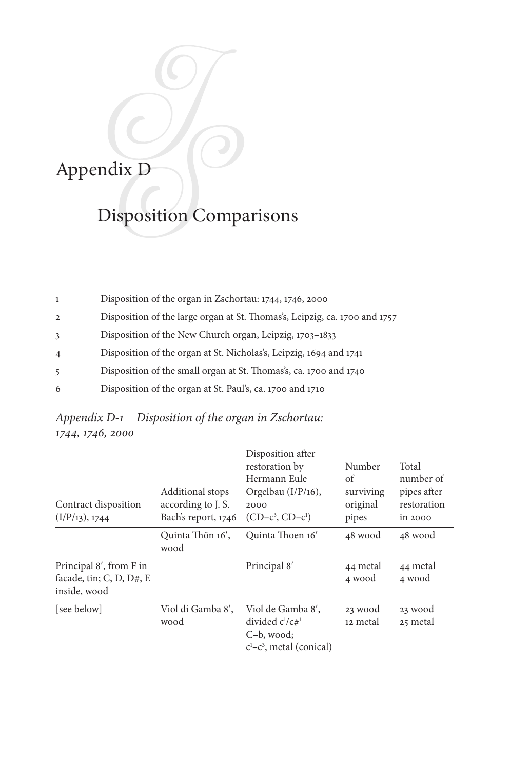# Appendix D

## Disposition Comparisons

| | |
|---|---|
| 1 | Disposition of the organ in Zschortau: 1744, 1746, 2000 |
| 2 | Disposition of the large organ at St. Thomas's, Leipzig, ca. 1700 and 1757 |
| 3 | Disposition of the New Church organ, Leipzig, 1703–1833 |
| 4 | Disposition of the organ at St. Nicholas's, Leipzig, 1694 and 1741 |
| 5 | Disposition of the small organ at St. Thomas's, ca. 1700 and 1740 |
| 6 | Disposition of the organ at St. Paul's, ca. 1700 and 1710 |

### *Appendix D-1 Disposition of the organ in Zschortau: 1744, 1746, 2000*

| Contract disposition (I/P/13), 1744 | Additional stops according to J. S. Bach's report, 1746 | Disposition after restoration by Hermann Eule Orgelbau (I/P/16), 2000 (CD–$c^3$, CD–$c^1$) | Number of surviving original pipes | Total number of pipes after restoration in 2000 |
|---|---|---|---|---|
| | Quinta Thön 16′, wood | Quinta Thoen 16′ | 48 wood | 48 wood |
| Principal 8′, from F in facade, tin; C, D, D#, E inside, wood | | Principal 8′ | 44 metal<br>4 wood | 44 metal<br>4 wood |
| [see below] | Viol di Gamba 8′, wood | Viol de Gamba 8′, divided $c^1$/$c\#^1$ C–b, wood; $c^1$–$c^3$, metal (conical) | 23 wood<br>12 metal | 23 wood<br>25 metal |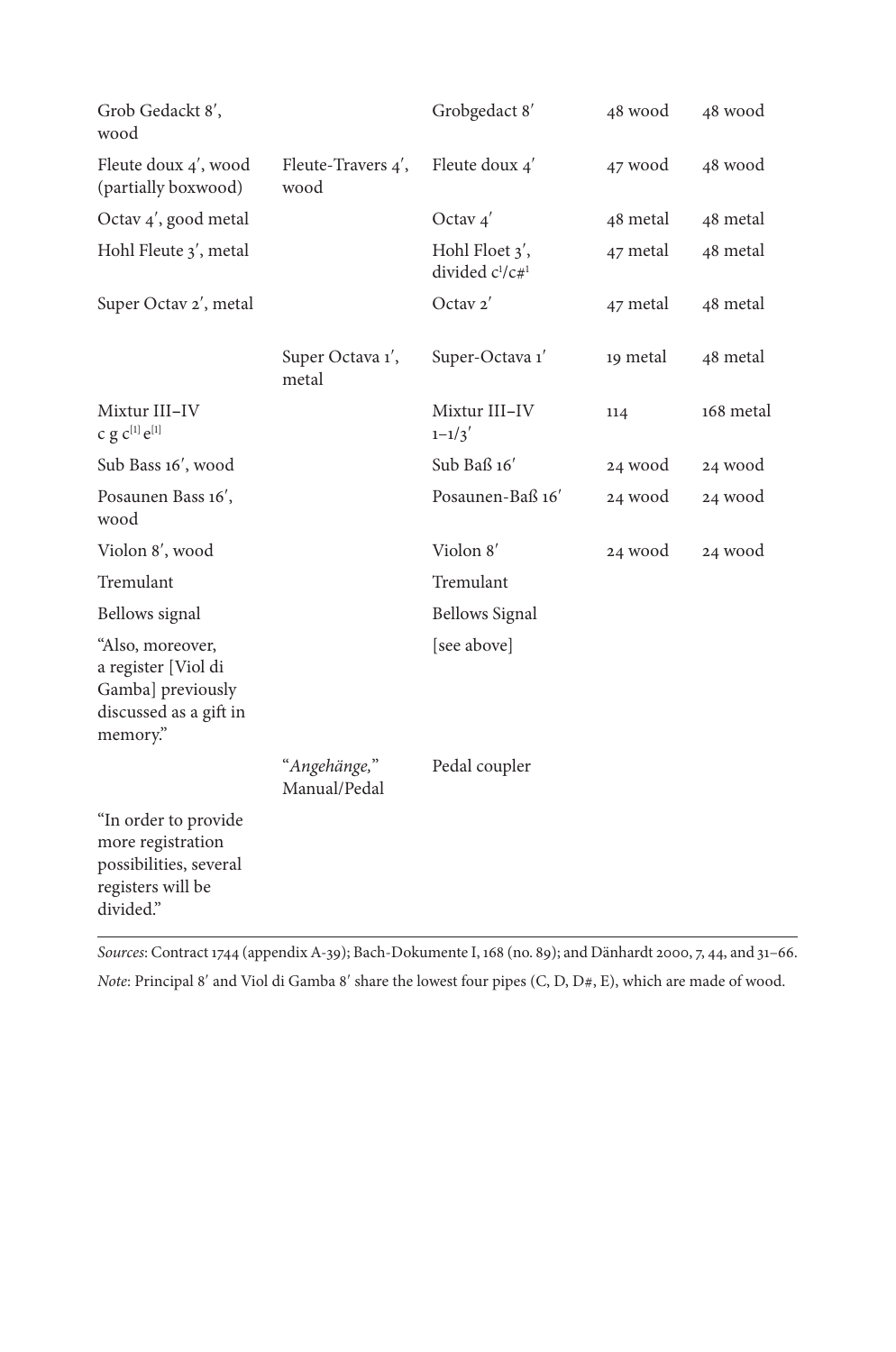| | | | | |
|---|---|---|---|---|
| Grob Gedackt 8′, wood | | Grobgedact 8′ | 48 wood | 48 wood |
| Fleute doux 4′, wood (partially boxwood) | Fleute-Travers 4′, wood | Fleute doux 4′ | 47 wood | 48 wood |
| Octav 4′, good metal | | Octav 4′ | 48 metal | 48 metal |
| Hohl Fleute 3′, metal | | Hohl Floet 3′, divided c[1]/c#[1] | 47 metal | 48 metal |
| Super Octav 2′, metal | | Octav 2′ | 47 metal | 48 metal |
| | Super Octava 1′, metal | Super-Octava 1′ | 19 metal | 48 metal |
| Mixtur III–IV c g c[1] e[1] | | Mixtur III–IV 1–1/3′ | 114 | 168 metal |
| Sub Bass 16′, wood | | Sub Baß 16′ | 24 wood | 24 wood |
| Posaunen Bass 16′, wood | | Posaunen-Baß 16′ | 24 wood | 24 wood |
| Violon 8′, wood | | Violon 8′ | 24 wood | 24 wood |
| Tremulant | | Tremulant | | |
| Bellows signal | | Bellows Signal | | |
| "Also, moreover, a register [Viol di Gamba] previously discussed as a gift in memory." | | [see above] | | |
| | "*Angehänge,*" Manual/Pedal | Pedal coupler | | |
| "In order to provide more registration possibilities, several registers will be divided." | | | | |

*Sources*: Contract 1744 (appendix A-39); Bach-Dokumente I, 168 (no. 89); and Dänhardt 2000, 7, 44, and 31–66.

*Note*: Principal 8′ and Viol di Gamba 8′ share the lowest four pipes (C, D, D#, E), which are made of wood.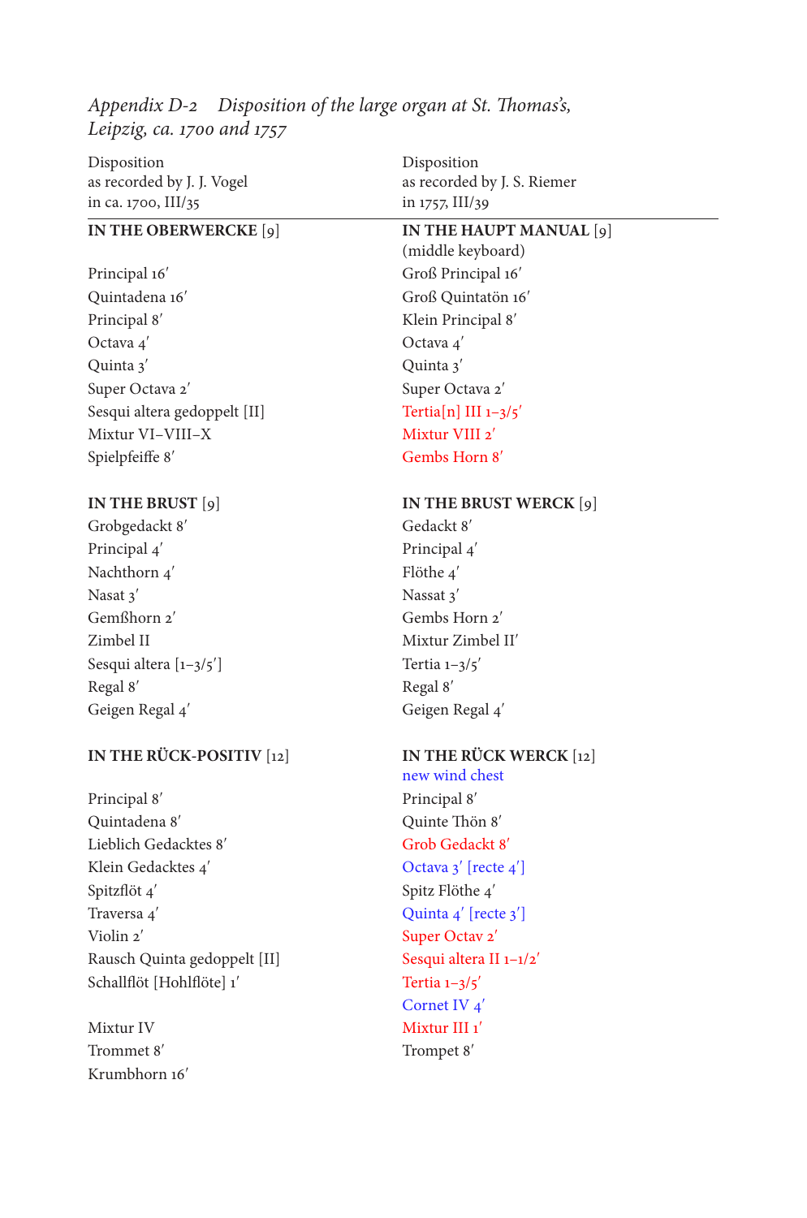*Appendix D-2 Disposition of the large organ at St. Thomas's, Leipzig, ca. 1700 and 1757*

| Disposition as recorded by J. J. Vogel in ca. 1700, III/35 | Disposition as recorded by J. S. Riemer in 1757, III/39 |
|---|---|
| **IN THE OBERWERCKE** [9] | **IN THE HAUPT MANUAL** [9] (middle keyboard) |
| Principal 16′ | Groß Principal 16′ |
| Quintadena 16′ | Groß Quintatön 16′ |
| Principal 8′ | Klein Principal 8′ |
| Octava 4′ | Octava 4′ |
| Quinta 3′ | Quinta 3′ |
| Super Octava 2′ | Super Octava 2′ |
| Sesqui altera gedoppelt [II] | Tertia[n] III 1–3/5′ |
| Mixtur VI–VIII–X | Mixtur VIII 2′ |
| Spielpfeiffe 8′ | Gembs Horn 8′ |
| | |
| **IN THE BRUST** [9] | **IN THE BRUST WERCK** [9] |
| Grobgedackt 8′ | Gedackt 8′ |
| Principal 4′ | Principal 4′ |
| Nachthorn 4′ | Flöthe 4′ |
| Nasat 3′ | Nassat 3′ |
| Gemßhorn 2′ | Gembs Horn 2′ |
| Zimbel II | Mixtur Zimbel II′ |
| Sesqui altera [1–3/5′] | Tertia 1–3/5′ |
| Regal 8′ | Regal 8′ |
| Geigen Regal 4′ | Geigen Regal 4′ |
| | |
| **IN THE RÜCK-POSITIV** [12] | **IN THE RÜCK WERCK** [12] new wind chest |
| Principal 8′ | Principal 8′ |
| Quintadena 8′ | Quinte Thön 8′ |
| Lieblich Gedacktes 8′ | Grob Gedackt 8′ |
| Klein Gedacktes 4′ | Octava 3′ [recte 4′] |
| Spitzflöt 4′ | Spitz Flöthe 4′ |
| Traversa 4′ | Quinta 4′ [recte 3′] |
| Violin 2′ | Super Octav 2′ |
| Rausch Quinta gedoppelt [II] | Sesqui altera II 1–1/2′ |
| Schallflöt [Hohlflöte] 1′ | Tertia 1–3/5′ |
| | Cornet IV 4′ |
| Mixtur IV | Mixtur III 1′ |
| Trommet 8′ | Trompet 8′ |
| Krumbhorn 16′ | |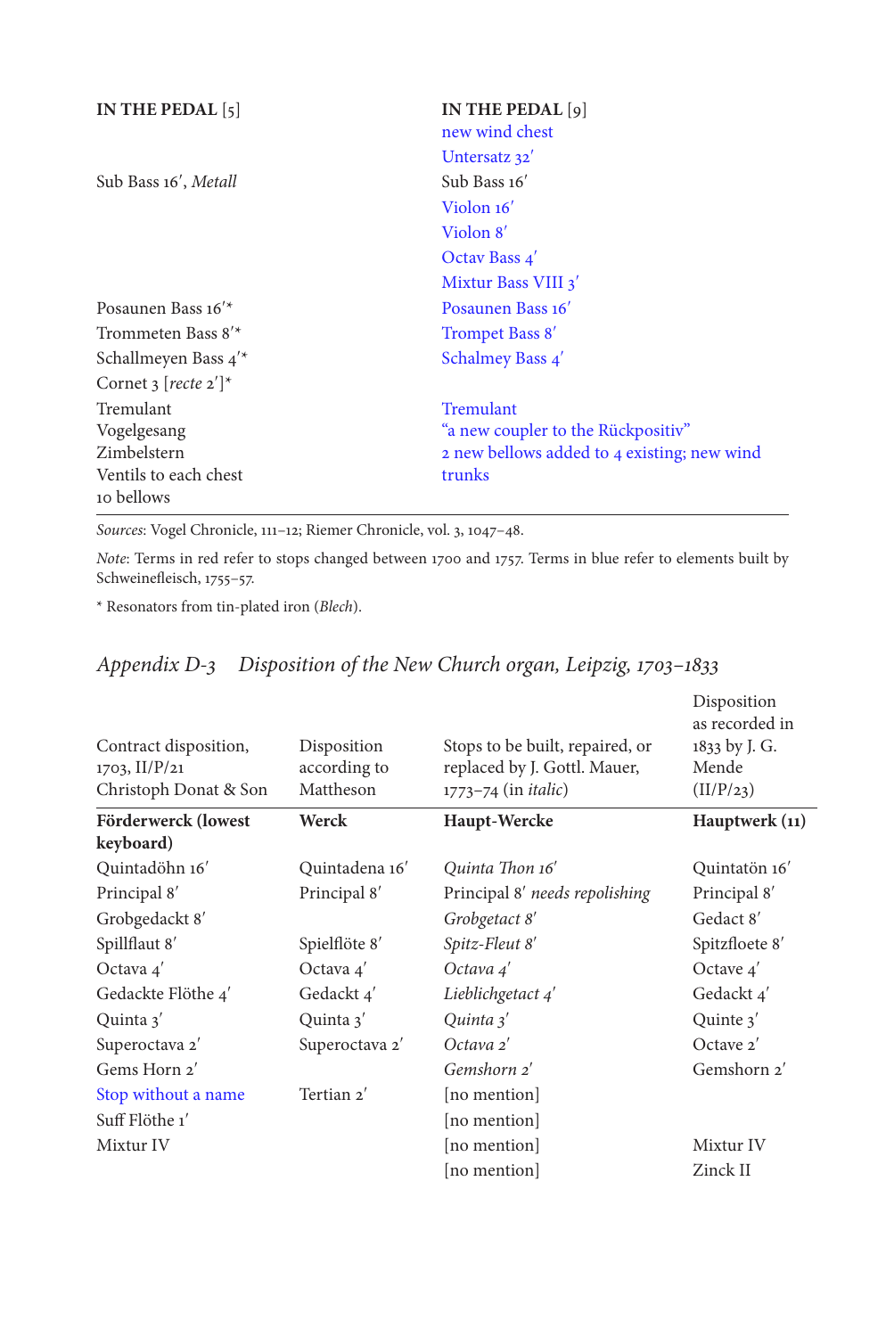| IN THE PEDAL [5] | IN THE PEDAL [9] |
|---|---|
| | new wind chest |
| | Untersatz 32′ |
| Sub Bass 16′, *Metall* | Sub Bass 16′ |
| | Violon 16′ |
| | Violon 8′ |
| | Octav Bass 4′ |
| | Mixtur Bass VIII 3′ |
| Posaunen Bass 16′* | Posaunen Bass 16′ |
| Trommeten Bass 8′* | Trompet Bass 8′ |
| Schallmeyen Bass 4′* | Schalmey Bass 4′ |
| Cornet 3 [*recte* 2′]* | |
| Tremulant | Tremulant |
| Vogelgesang | "a new coupler to the Rückpositiv" |
| Zimbelstern | 2 new bellows added to 4 existing; new wind trunks |
| Ventils to each chest | |
| 10 bellows | |

*Sources*: Vogel Chronicle, 111–12; Riemer Chronicle, vol. 3, 1047–48.

*Note*: Terms in red refer to stops changed between 1700 and 1757. Terms in blue refer to elements built by Schweinefleisch, 1755–57.

* Resonators from tin-plated iron (*Blech*).

## *Appendix D-3 Disposition of the New Church organ, Leipzig, 1703–1833*

| Contract disposition, 1703, II/P/21 Christoph Donat & Son | Disposition according to Mattheson | Stops to be built, repaired, or replaced by J. Gottl. Mauer, 1773–74 (in *italic*) | Disposition as recorded in 1833 by J. G. Mende (II/P/23) |
|---|---|---|---|
| **Förderwerck (lowest keyboard)** | **Werck** | **Haupt-Wercke** | **Hauptwerk (11)** |
| Quintadöhn 16′ | Quintadena 16′ | *Quinta Thon 16′* | Quintatön 16′ |
| Principal 8′ | Principal 8′ | Principal 8′ *needs repolishing* | Principal 8′ |
| Grobgedackt 8′ | | *Grobgetact 8′* | Gedact 8′ |
| Spillflaut 8′ | Spielflöte 8′ | *Spitz-Fleut 8′* | Spitzfloete 8′ |
| Octava 4′ | Octava 4′ | *Octava 4′* | Octave 4′ |
| Gedackte Flöthe 4′ | Gedackt 4′ | *Lieblichgetact 4′* | Gedackt 4′ |
| Quinta 3′ | Quinta 3′ | *Quinta 3′* | Quinte 3′ |
| Superoctava 2′ | Superoctava 2′ | *Octava 2′* | Octave 2′ |
| Gems Horn 2′ | | *Gemshorn 2′* | Gemshorn 2′ |
| Stop without a name | Tertian 2′ | [no mention] | |
| Suff Flöthe 1′ | | [no mention] | |
| Mixtur IV | | [no mention] | Mixtur IV |
| | | [no mention] | Zinck II |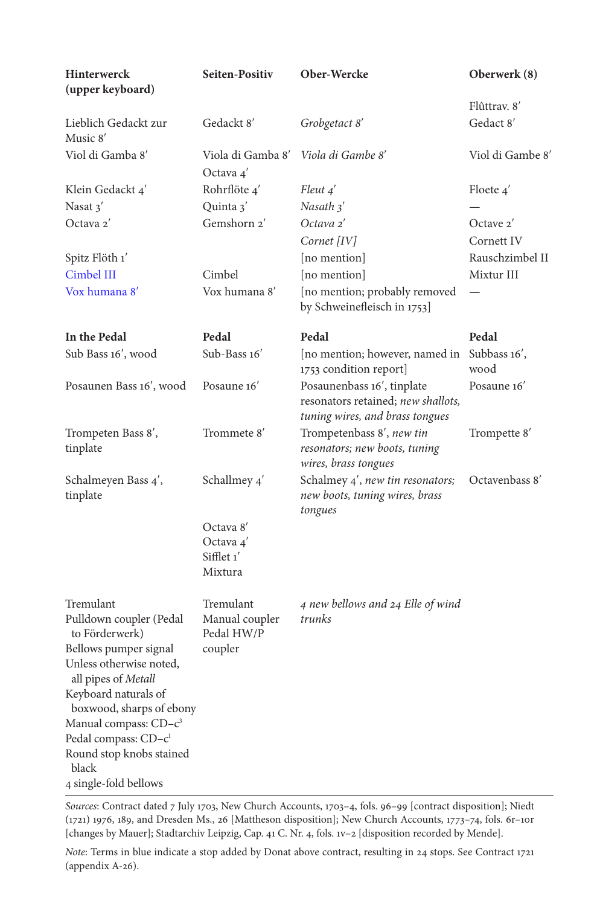| **Hinterwerck (upper keyboard)** | **Seiten-Positiv** | **Ober-Wercke** | **Oberwerk (8)** |
|---|---|---|---|
| | | | Flûttrav. 8′ |
| Lieblich Gedackt zur Music 8′ | Gedackt 8′ | *Grobgetact 8′* | Gedact 8′ |
| Viol di Gamba 8′ | Viola di Gamba 8′ | *Viola di Gambe 8′* | Viol di Gambe 8′ |
| | Octava 4′ | | |
| Klein Gedackt 4′ | Rohrflöte 4′ | *Fleut 4′* | Floete 4′ |
| Nasat 3′ | Quinta 3′ | *Nasath 3′* | — |
| Octava 2′ | Gemshorn 2′ | *Octava 2′* | Octave 2′ |
| | | *Cornet [IV]* | Cornett IV |
| Spitz Flöth 1′ | | [no mention] | Rauschzimbel II |
| Cimbel III | Cimbel | [no mention] | Mixtur III |
| Vox humana 8′ | Vox humana 8′ | [no mention; probably removed by Schweinefleisch in 1753] | — |
| **In the Pedal** | **Pedal** | **Pedal** | **Pedal** |
| Sub Bass 16′, wood | Sub-Bass 16′ | [no mention; however, named in 1753 condition report] | Subbass 16′, wood |
| Posaunen Bass 16′, wood | Posaune 16′ | Posaunenbass 16′, tinplate resonators retained; *new shallots, tuning wires, and brass tongues* | Posaune 16′ |
| Trompeten Bass 8′, tinplate | Trommete 8′ | Trompetenbass 8′, *new tin resonators; new boots, tuning wires, brass tongues* | Trompette 8′ |
| Schalmeyen Bass 4′, tinplate | Schallmey 4′ | Schalmey 4′, *new tin resonators; new boots, tuning wires, brass tongues* | Octavenbass 8′ |
| | Octava 8′ | | |
| | Octava 4′ | | |
| | Sifflet 1′ | | |
| | Mixtura | | |
| Tremulant | Tremulant | *4 new bellows and 24 Elle of wind trunks* | |
| Pulldown coupler (Pedal to Förderwerk) | Manual coupler | | |
| Bellows pumper signal | Pedal HW/P coupler | | |
| Unless otherwise noted, all pipes of *Metall* | | | |
| Keyboard naturals of boxwood, sharps of ebony | | | |
| Manual compass: CD–c³ | | | |
| Pedal compass: CD–c¹ | | | |
| Round stop knobs stained black | | | |
| 4 single-fold bellows | | | |

*Sources*: Contract dated 7 July 1703, New Church Accounts, 1703–4, fols. 96–99 [contract disposition]; Niedt (1721) 1976, 189, and Dresden Ms., 26 [Mattheson disposition]; New Church Accounts, 1773–74, fols. 6r–10r [changes by Mauer]; Stadtarchiv Leipzig, Cap. 41 C. Nr. 4, fols. 1v–2 [disposition recorded by Mende].

*Note*: Terms in blue indicate a stop added by Donat above contract, resulting in 24 stops. See Contract 1721 (appendix A-26).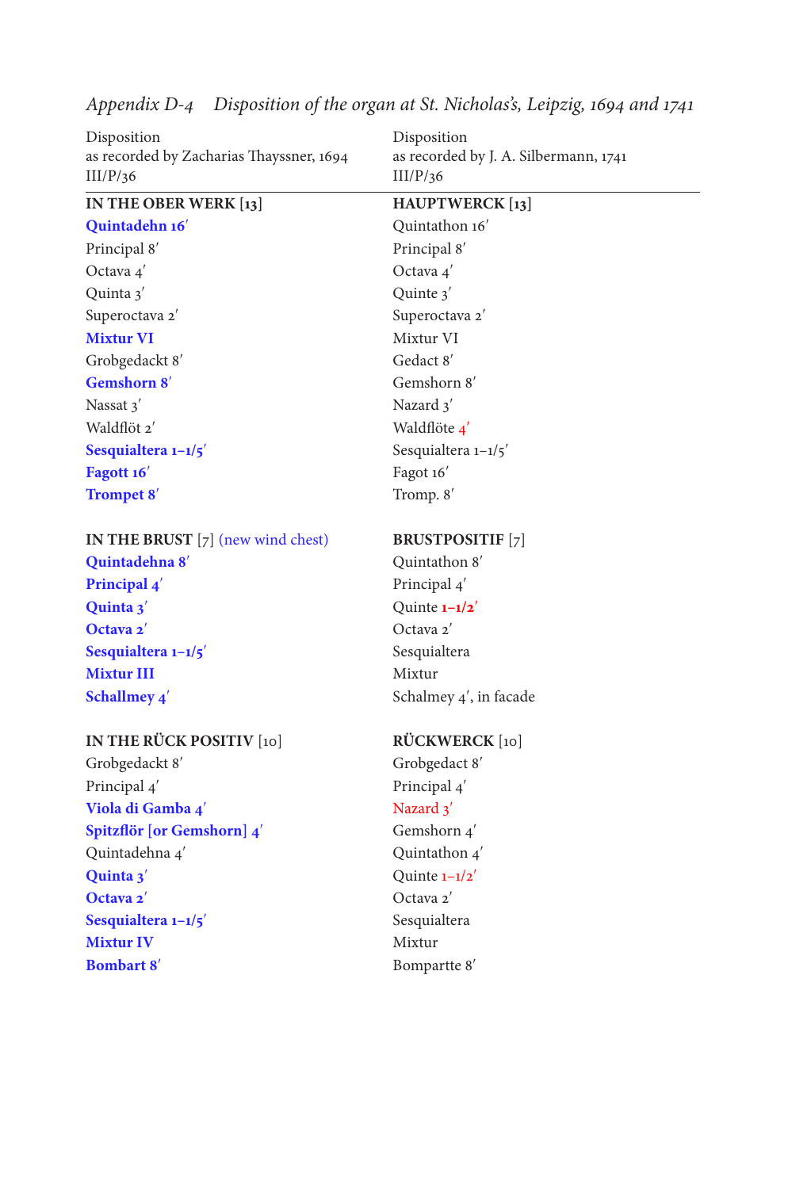*Appendix D-4 Disposition of the organ at St. Nicholas's, Leipzig, 1694 and 1741*

| Disposition as recorded by Zacharias Thayssner, 1694 III/P/36 | Disposition as recorded by J. A. Silbermann, 1741 III/P/36 |
|---|---|
| **IN THE OBER WERK [13]** | **HAUPTWERCK [13]** |
| **Quintadehn 16′** | Quintathon 16′ |
| Principal 8′ | Principal 8′ |
| Octava 4′ | Octava 4′ |
| Quinta 3′ | Quinte 3′ |
| Superoctava 2′ | Superoctava 2′ |
| **Mixtur VI** | Mixtur VI |
| Grobgedackt 8′ | Gedact 8′ |
| **Gemshorn 8′** | Gemshorn 8′ |
| Nassat 3′ | Nazard 3′ |
| Waldflöt 2′ | Waldflöte 4′ |
| **Sesquialtera 1–1/5′** | Sesquialtera 1–1/5′ |
| **Fagott 16′** | Fagot 16′ |
| **Trompet 8′** | Tromp. 8′ |
| | |
| **IN THE BRUST** [7] (new wind chest) | **BRUSTPOSITIF** [7] |
| **Quintadehna 8′** | Quintathon 8′ |
| **Principal 4′** | Principal 4′ |
| **Quinta 3′** | Quinte **1–1/2′** |
| **Octava 2′** | Octava 2′ |
| **Sesquialtera 1–1/5′** | Sesquialtera |
| **Mixtur III** | Mixtur |
| **Schallmey 4′** | Schalmey 4′, in facade |
| | |
| **IN THE RÜCK POSITIV** [10] | **RÜCKWERCK** [10] |
| Grobgedackt 8′ | Grobgedact 8′ |
| Principal 4′ | Principal 4′ |
| **Viola di Gamba 4′** | Nazard 3′ |
| **Spitzflör [or Gemshorn] 4′** | Gemshorn 4′ |
| Quintadehna 4′ | Quintathon 4′ |
| **Quinta 3′** | Quinte 1–1/2′ |
| **Octava 2′** | Octava 2′ |
| **Sesquialtera 1–1/5′** | Sesquialtera |
| **Mixtur IV** | Mixtur |
| **Bombart 8′** | Bompartte 8′ |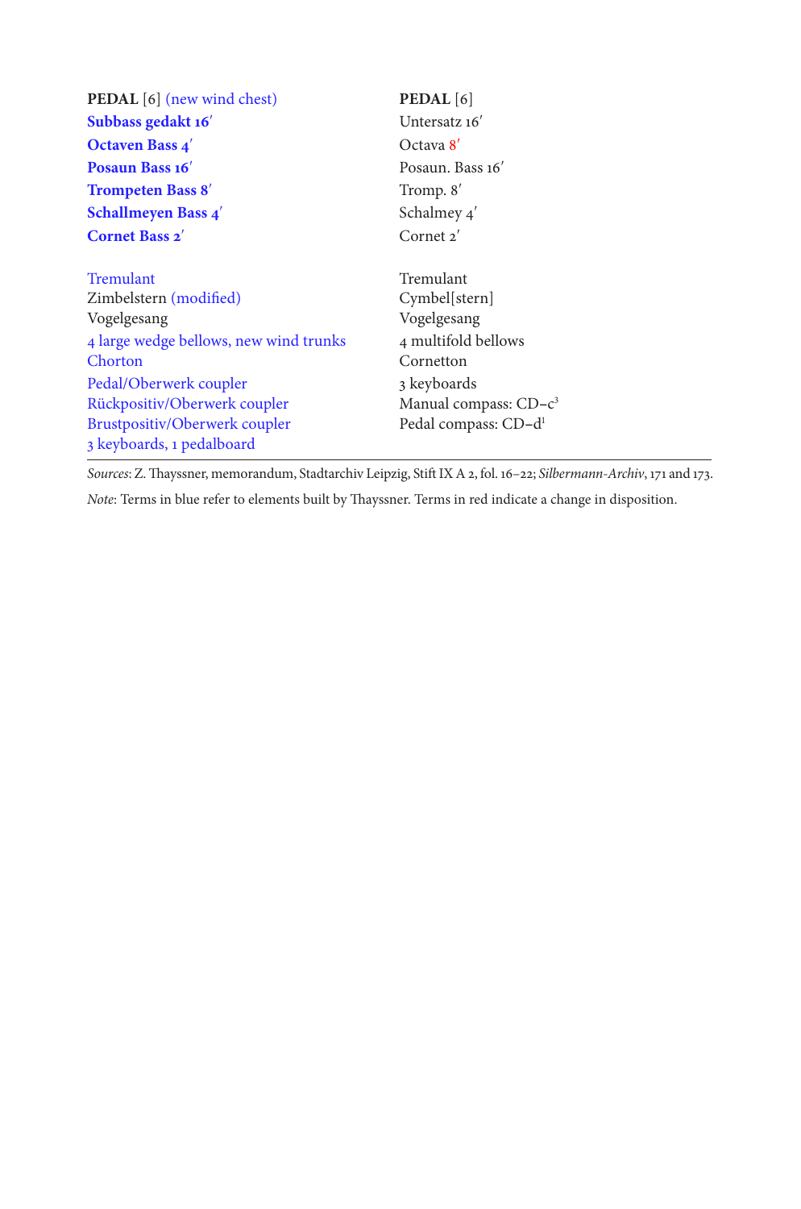| | |
|---|---|
| **PEDAL** [6] (new wind chest) | **PEDAL** [6] |
| **Subbass gedakt 16′** | Untersatz 16′ |
| **Octaven Bass 4′** | Octava 8′ |
| **Posaun Bass 16′** | Posaun. Bass 16′ |
| **Trompeten Bass 8′** | Tromp. 8′ |
| **Schallmeyen Bass 4′** | Schalmey 4′ |
| **Cornet Bass 2′** | Cornet 2′ |
| | |
| Tremulant | Tremulant |
| Zimbelstern (modified) | Cymbel[stern] |
| Vogelgesang | Vogelgesang |
| 4 large wedge bellows, new wind trunks | 4 multifold bellows |
| Chorton | Cornetton |
| Pedal/Oberwerk coupler | 3 keyboards |
| Rückpositiv/Oberwerk coupler | Manual compass: CD–$c^3$ |
| Brustpositiv/Oberwerk coupler | Pedal compass: CD–$d^1$ |
| 3 keyboards, 1 pedalboard | |

*Sources*: Z. Thayssner, memorandum, Stadtarchiv Leipzig, Stift IX A 2, fol. 16–22; *Silbermann-Archiv*, 171 and 173.

*Note*: Terms in blue refer to elements built by Thayssner. Terms in red indicate a change in disposition.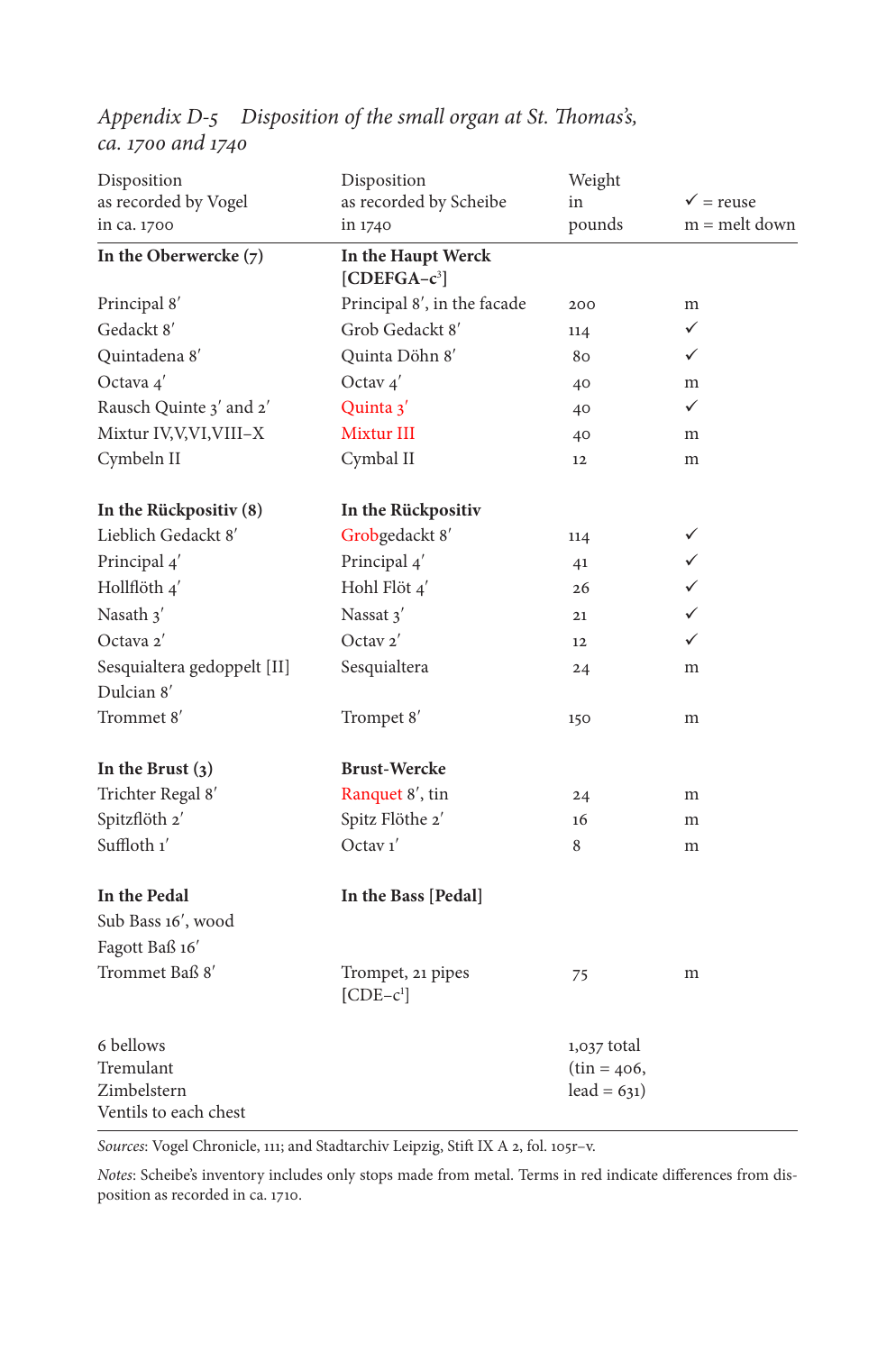*Appendix D-5 Disposition of the small organ at St. Thomas's, ca. 1700 and 1740*

| Disposition as recorded by Vogel in ca. 1700 | Disposition as recorded by Scheibe in 1740 | Weight in pounds | ✓ = reuse m = melt down |
|---|---|---|---|
| **In the Oberwercke (7)** | **In the Haupt Werck [CDEFGA–c³]** | | |
| Principal 8′ | Principal 8′, in the facade | 200 | m |
| Gedackt 8′ | Grob Gedackt 8′ | 114 | ✓ |
| Quintadena 8′ | Quinta Döhn 8′ | 80 | ✓ |
| Octava 4′ | Octav 4′ | 40 | m |
| Rausch Quinte 3′ and 2′ | Quinta 3′ | 40 | ✓ |
| Mixtur IV,V,VI,VIII–X | Mixtur III | 40 | m |
| Cymbeln II | Cymbal II | 12 | m |
| **In the Rückpositiv (8)** | **In the Rückpositiv** | | |
| Lieblich Gedackt 8′ | Grobgedackt 8′ | 114 | ✓ |
| Principal 4′ | Principal 4′ | 41 | ✓ |
| Hollflöth 4′ | Hohl Flöt 4′ | 26 | ✓ |
| Nasath 3′ | Nassat 3′ | 21 | ✓ |
| Octava 2′ | Octav 2′ | 12 | ✓ |
| Sesquialtera gedoppelt [II] | Sesquialtera | 24 | m |
| Dulcian 8′ | | | |
| Trommet 8′ | Trompet 8′ | 150 | m |
| **In the Brust (3)** | **Brust-Wercke** | | |
| Trichter Regal 8′ | Ranquet 8′, tin | 24 | m |
| Spitzflöth 2′ | Spitz Flöthe 2′ | 16 | m |
| Suffloth 1′ | Octav 1′ | 8 | m |
| **In the Pedal** | **In the Bass [Pedal]** | | |
| Sub Bass 16′, wood | | | |
| Fagott Baß 16′ | | | |
| Trommet Baß 8′ | Trompet, 21 pipes [CDE–c¹] | 75 | m |
| 6 bellows | | 1,037 total | |
| Tremulant | | (tin = 406, | |
| Zimbelstern | | lead = 631) | |
| Ventils to each chest | | | |

*Sources*: Vogel Chronicle, 111; and Stadtarchiv Leipzig, Stift IX A 2, fol. 105r–v.

*Notes*: Scheibe's inventory includes only stops made from metal. Terms in red indicate differences from disposition as recorded in ca. 1710.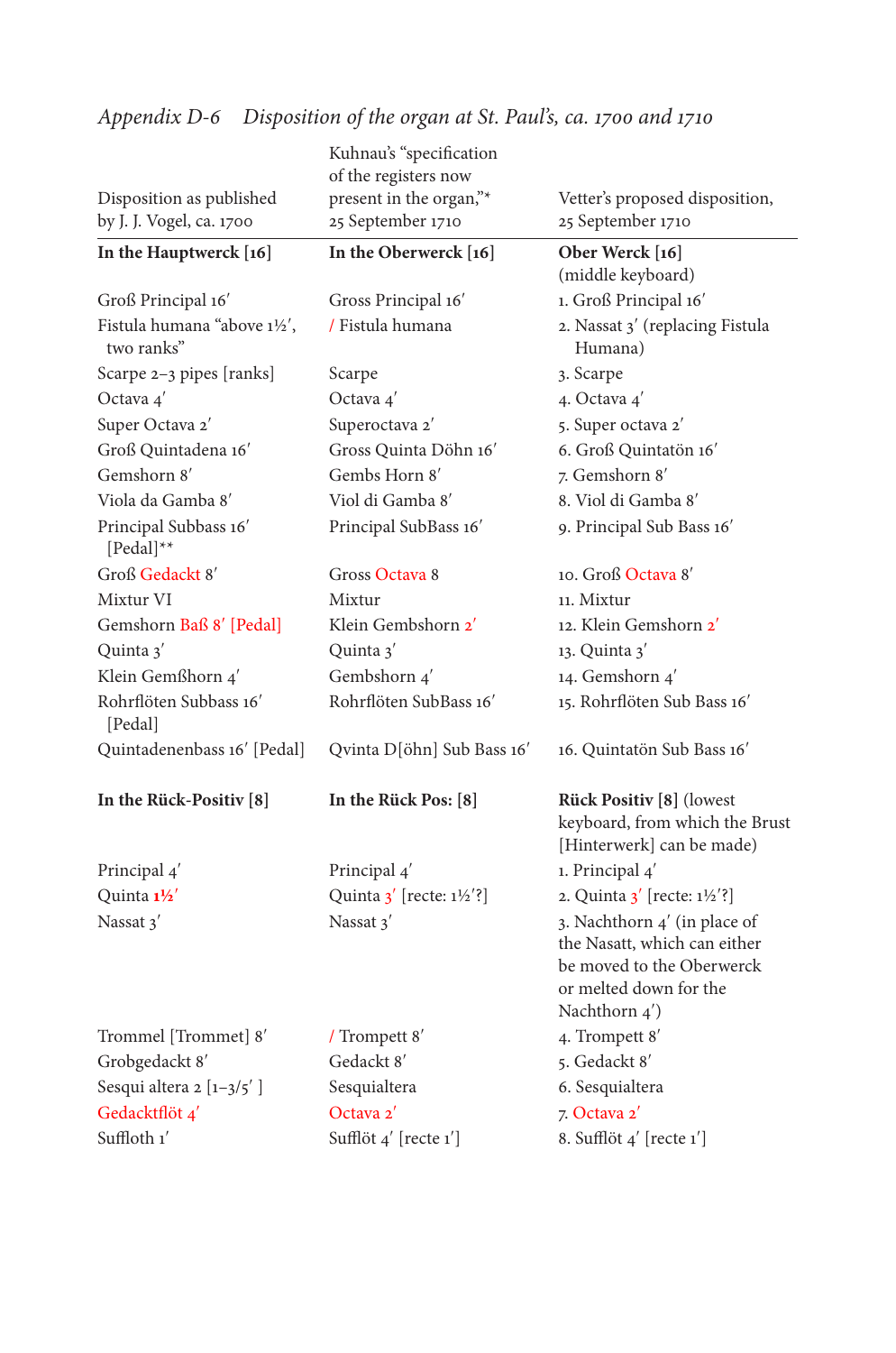*Appendix D-6 Disposition of the organ at St. Paul's, ca. 1700 and 1710*

| Disposition as published by J. J. Vogel, ca. 1700 | Kuhnau's "specification of the registers now present in the organ,"* 25 September 1710 | Vetter's proposed disposition, 25 September 1710 |
|---|---|---|
| **In the Hauptwerck [16]** | **In the Oberwerck [16]** | **Ober Werck [16]** (middle keyboard) |
| Groß Principal 16′ | Gross Principal 16′ | 1. Groß Principal 16′ |
| Fistula humana "above 1½′, two ranks" | / Fistula humana | 2. Nassat 3′ (replacing Fistula Humana) |
| Scarpe 2–3 pipes [ranks] | Scarpe | 3. Scarpe |
| Octava 4′ | Octava 4′ | 4. Octava 4′ |
| Super Octava 2′ | Superoctava 2′ | 5. Super octava 2′ |
| Groß Quintadena 16′ | Gross Quinta Döhn 16′ | 6. Groß Quintatön 16′ |
| Gemshorn 8′ | Gembs Horn 8′ | 7. Gemshorn 8′ |
| Viola da Gamba 8′ | Viol di Gamba 8′ | 8. Viol di Gamba 8′ |
| Principal Subbass 16′ [Pedal]** | Principal SubBass 16′ | 9. Principal Sub Bass 16′ |
| Groß Gedackt 8′ | Gross Octava 8 | 10. Groß Octava 8′ |
| Mixtur VI | Mixtur | 11. Mixtur |
| Gemshorn Baß 8′ [Pedal] | Klein Gembshorn 2′ | 12. Klein Gemshorn 2′ |
| Quinta 3′ | Quinta 3′ | 13. Quinta 3′ |
| Klein Gemßhorn 4′ | Gembshorn 4′ | 14. Gemshorn 4′ |
| Rohrflöten Subbass 16′ [Pedal] | Rohrflöten SubBass 16′ | 15. Rohrflöten Sub Bass 16′ |
| Quintadenenbass 16′ [Pedal] | Qvinta D[öhn] Sub Bass 16′ | 16. Quintatön Sub Bass 16′ |
| **In the Rück-Positiv [8]** | **In the Rück Pos: [8]** | **Rück Positiv [8]** (lowest keyboard, from which the Brust [Hinterwerk] can be made) |
| Principal 4′ | Principal 4′ | 1. Principal 4′ |
| Quinta **1½′** | Quinta 3′ [recte: 1½′?] | 2. Quinta 3′ [recte: 1½′?] |
| Nassat 3′ | Nassat 3′ | 3. Nachthorn 4′ (in place of the Nasatt, which can either be moved to the Oberwerck or melted down for the Nachthorn 4′) |
| Trommel [Trommet] 8′ | / Trompett 8′ | 4. Trompett 8′ |
| Grobgedackt 8′ | Gedackt 8′ | 5. Gedackt 8′ |
| Sesqui altera 2 [1–3/5′ ] | Sesquialtera | 6. Sesquialtera |
| Gedacktflöt 4′ | Octava 2′ | 7. Octava 2′ |
| Suffloth 1′ | Sufflöt 4′ [recte 1′] | 8. Sufflöt 4′ [recte 1′] |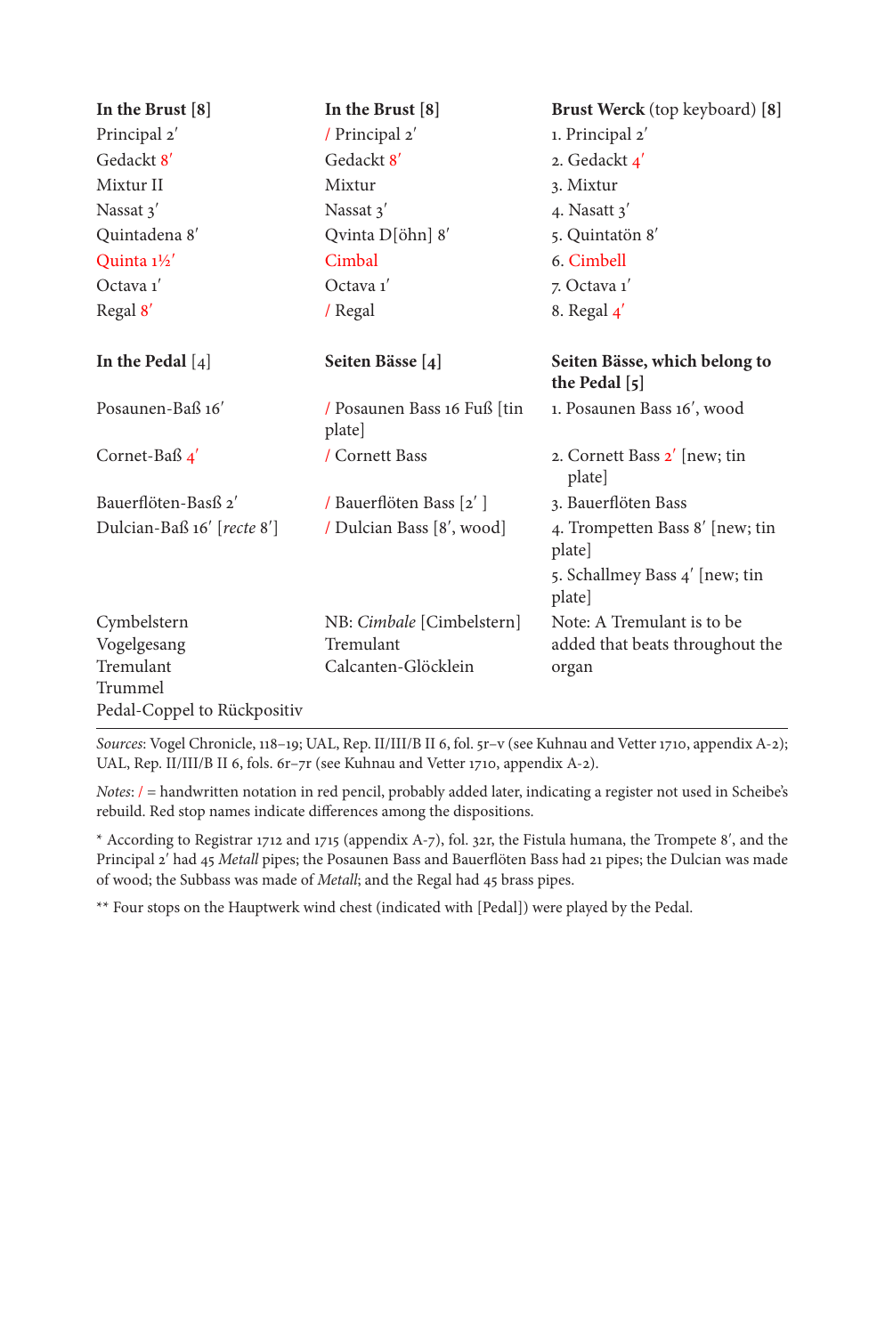| In the Brust [8] | In the Brust [8] | Brust Werck (top keyboard) [8] |
|---|---|---|
| Principal 2′ | / Principal 2′ | 1. Principal 2′ |
| Gedackt 8′ | Gedackt 8′ | 2. Gedackt 4′ |
| Mixtur II | Mixtur | 3. Mixtur |
| Nassat 3′ | Nassat 3′ | 4. Nasatt 3′ |
| Quintadena 8′ | Qvinta D[öhn] 8′ | 5. Quintatön 8′ |
| Quinta 1½′ | Cimbal | 6. Cimbell |
| Octava 1′ | Octava 1′ | 7. Octava 1′ |
| Regal 8′ | / Regal | 8. Regal 4′ |
| | | |
| **In the Pedal** [4] | **Seiten Bässe [4]** | **Seiten Bässe, which belong to the Pedal [5]** |
| Posaunen-Baß 16′ | / Posaunen Bass 16 Fuß [tin plate] | 1. Posaunen Bass 16′, wood |
| Cornet-Baß 4′ | / Cornett Bass | 2. Cornett Bass 2′ [new; tin plate] |
| Bauerflöten-Basß 2′ | / Bauerflöten Bass [2′ ] | 3. Bauerflöten Bass |
| Dulcian-Baß 16′ [*recte* 8′] | / Dulcian Bass [8′, wood] | 4. Trompetten Bass 8′ [new; tin plate] |
| | | 5. Schallmey Bass 4′ [new; tin plate] |
| Cymbelstern<br>Vogelgesang<br>Tremulant<br>Trummel<br>Pedal-Coppel to Rückpositiv | NB: *Cimbale* [Cimbelstern]<br>Tremulant<br>Calcanten-Glöcklein | Note: A Tremulant is to be added that beats throughout the organ |

*Sources*: Vogel Chronicle, 118–19; UAL, Rep. II/III/B II 6, fol. 5r–v (see Kuhnau and Vetter 1710, appendix A-2); UAL, Rep. II/III/B II 6, fols. 6r–7r (see Kuhnau and Vetter 1710, appendix A-2).

*Notes*: / = handwritten notation in red pencil, probably added later, indicating a register not used in Scheibe's rebuild. Red stop names indicate differences among the dispositions.

* According to Registrar 1712 and 1715 (appendix A-7), fol. 32r, the Fistula humana, the Trompete 8′, and the Principal 2′ had 45 *Metall* pipes; the Posaunen Bass and Bauerflöten Bass had 21 pipes; the Dulcian was made of wood; the Subbass was made of *Metall*; and the Regal had 45 brass pipes.

** Four stops on the Hauptwerk wind chest (indicated with [Pedal]) were played by the Pedal.